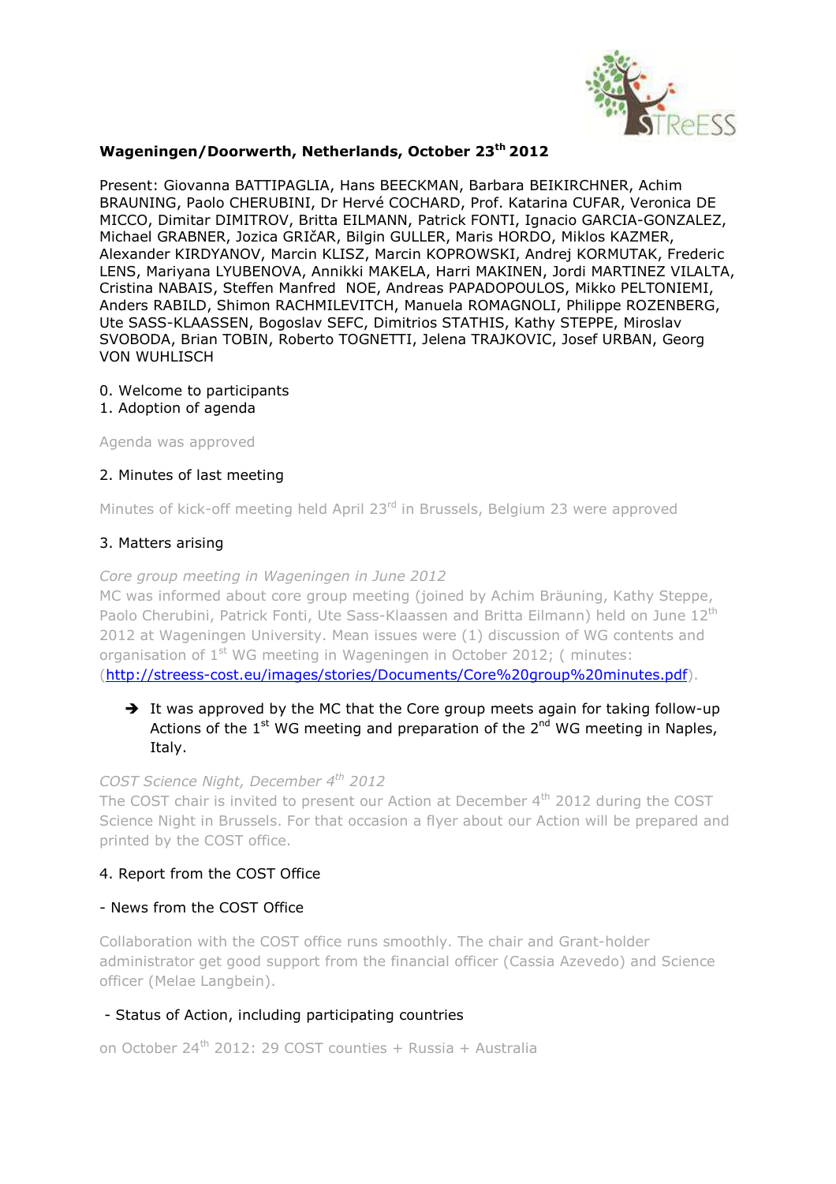**Wageningen/Doorwerth, Netherlands, October 23th 2012**

Present: Giovanna BATTIPAGLIA, Hans BEECKMAN, Barbara BEIKIRCHNER, Achim BRAUNING, Paolo CHERUBINI, Dr Hervé COCHARD, Prof. Katarina CUFAR, Veronica DE MICCO, Dimitar DIMITROV, Britta EILMANN, Patrick FONTI, Ignacio GARCIA-GONZALEZ, Michael GRABNER, Jozica GRIčAR, Bilgin GULLER, Maris HORDO, Miklos KAZMER, Alexander KIRDYANOV, Marcin KLISZ, Marcin KOPROWSKI, Andrej KORMUTAK, Frederic LENS, Mariyana LYUBENOVA, Annikki MAKELA, Harri MAKINEN, Jordi MARTINEZ VILALTA, Cristina NABAIS, Steffen Manfred NOE, Andreas PAPADOPOULOS, Mikko PELTONIEMI, Anders RABILD, Shimon RACHMILEVITCH, Manuela ROMAGNOLI, Philippe ROZENBERG, Ute SASS-KLAASSEN, Bogoslav SEFC, Dimitrios STATHIS, Kathy STEPPE, Miroslav SVOBODA, Brian TOBIN, Roberto TOGNETTI, Jelena TRAJKOVIC, Josef URBAN, Georg VON WUHLISCH

0. Welcome to participants
1. Adoption of agenda

Agenda was approved

2. Minutes of last meeting

Minutes of kick-off meeting held April 23rd in Brussels, Belgium 23 were approved

3. Matters arising

*Core group meeting in Wageningen in June 2012*

MC was informed about core group meeting (joined by Achim Bräuning, Kathy Steppe, Paolo Cherubini, Patrick Fonti, Ute Sass-Klaassen and Britta Eilmann) held on June 12th 2012 at Wageningen University. Mean issues were (1) discussion of WG contents and organisation of 1st WG meeting in Wageningen in October 2012; ( minutes: (http://streess-cost.eu/images/stories/Documents/Core%20group%20minutes.pdf).

- ➔ It was approved by the MC that the Core group meets again for taking follow-up Actions of the 1st WG meeting and preparation of the 2nd WG meeting in Naples, Italy.

*COST Science Night, December 4th 2012*

The COST chair is invited to present our Action at December 4th 2012 during the COST Science Night in Brussels. For that occasion a flyer about our Action will be prepared and printed by the COST office.

4. Report from the COST Office

- News from the COST Office

Collaboration with the COST office runs smoothly. The chair and Grant-holder administrator get good support from the financial officer (Cassia Azevedo) and Science officer (Melae Langbein).

- Status of Action, including participating countries

on October 24th 2012: 29 COST counties + Russia + Australia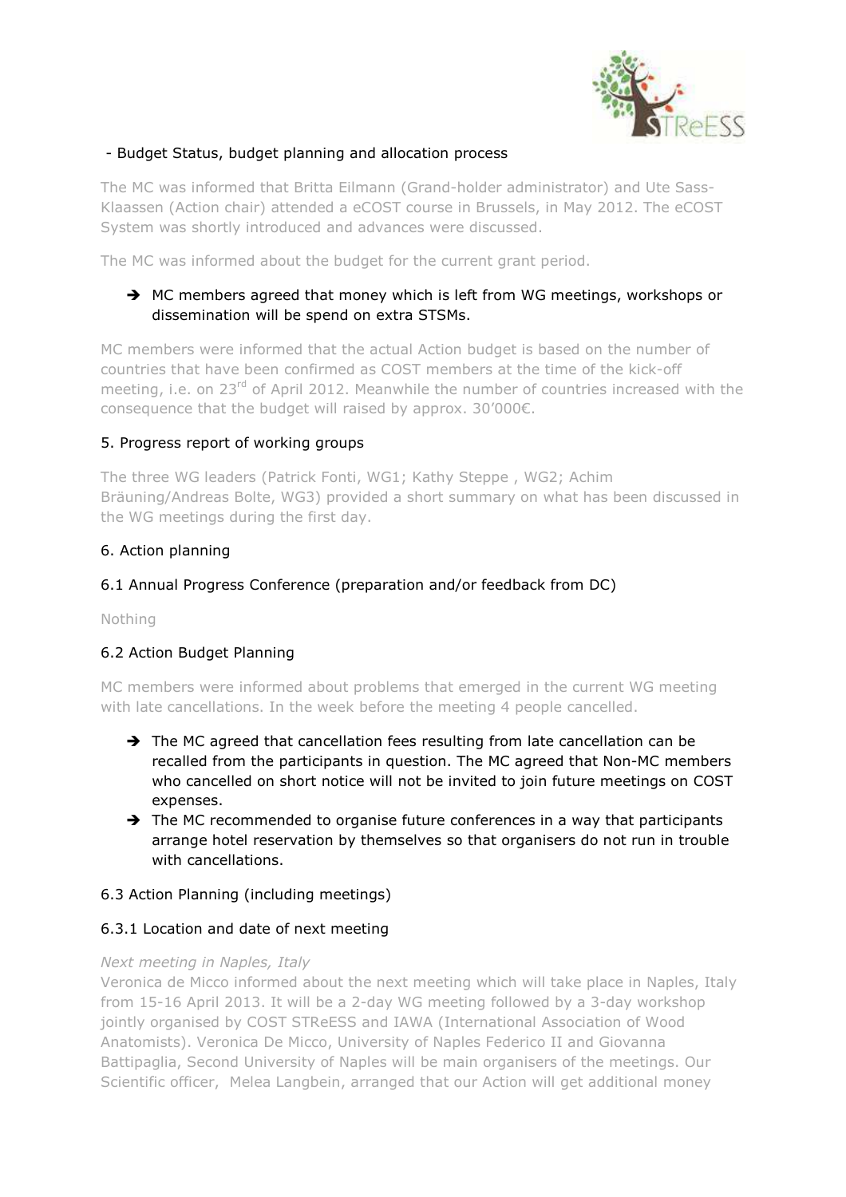- Budget Status, budget planning and allocation process

The MC was informed that Britta Eilmann (Grand-holder administrator) and Ute Sass-Klaassen (Action chair) attended a eCOST course in Brussels, in May 2012. The eCOST System was shortly introduced and advances were discussed.

The MC was informed about the budget for the current grant period.

- ➔ MC members agreed that money which is left from WG meetings, workshops or dissemination will be spend on extra STSMs.

MC members were informed that the actual Action budget is based on the number of countries that have been confirmed as COST members at the time of the kick-off meeting, i.e. on 23rd of April 2012. Meanwhile the number of countries increased with the consequence that the budget will raised by approx. 30'000€.

5. Progress report of working groups

The three WG leaders (Patrick Fonti, WG1; Kathy Steppe , WG2; Achim Bräuning/Andreas Bolte, WG3) provided a short summary on what has been discussed in the WG meetings during the first day.

6. Action planning

6.1 Annual Progress Conference (preparation and/or feedback from DC)

Nothing

6.2 Action Budget Planning

MC members were informed about problems that emerged in the current WG meeting with late cancellations. In the week before the meeting 4 people cancelled.

- ➔ The MC agreed that cancellation fees resulting from late cancellation can be recalled from the participants in question. The MC agreed that Non-MC members who cancelled on short notice will not be invited to join future meetings on COST expenses.
- ➔ The MC recommended to organise future conferences in a way that participants arrange hotel reservation by themselves so that organisers do not run in trouble with cancellations.

6.3 Action Planning (including meetings)

6.3.1 Location and date of next meeting

*Next meeting in Naples, Italy*

Veronica de Micco informed about the next meeting which will take place in Naples, Italy from 15-16 April 2013. It will be a 2-day WG meeting followed by a 3-day workshop jointly organised by COST STReESS and IAWA (International Association of Wood Anatomists). Veronica De Micco, University of Naples Federico II and Giovanna Battipaglia, Second University of Naples will be main organisers of the meetings. Our Scientific officer, Melea Langbein, arranged that our Action will get additional money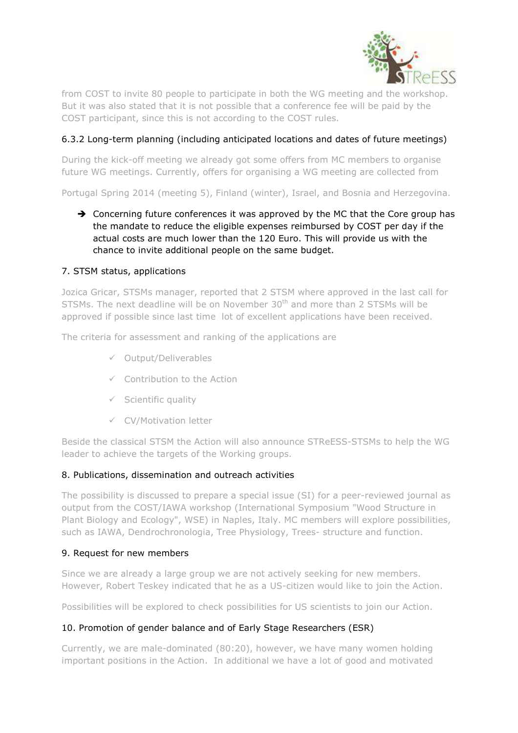from COST to invite 80 people to participate in both the WG meeting and the workshop. But it was also stated that it is not possible that a conference fee will be paid by the COST participant, since this is not according to the COST rules.

### 6.3.2 Long-term planning (including anticipated locations and dates of future meetings)

During the kick-off meeting we already got some offers from MC members to organise future WG meetings. Currently, offers for organising a WG meeting are collected from

Portugal Spring 2014 (meeting 5), Finland (winter), Israel, and Bosnia and Herzegovina.

- ➔ Concerning future conferences it was approved by the MC that the Core group has the mandate to reduce the eligible expenses reimbursed by COST per day if the actual costs are much lower than the 120 Euro. This will provide us with the chance to invite additional people on the same budget.

## 7. STSM status, applications

Jozica Gricar, STSMs manager, reported that 2 STSM where approved in the last call for STSMs. The next deadline will be on November 30th and more than 2 STSMs will be approved if possible since last time lot of excellent applications have been received.

The criteria for assessment and ranking of the applications are

- ✓ Output/Deliverables
- ✓ Contribution to the Action
- ✓ Scientific quality
- ✓ CV/Motivation letter

Beside the classical STSM the Action will also announce STReESS-STSMs to help the WG leader to achieve the targets of the Working groups.

## 8. Publications, dissemination and outreach activities

The possibility is discussed to prepare a special issue (SI) for a peer-reviewed journal as output from the COST/IAWA workshop (International Symposium "Wood Structure in Plant Biology and Ecology", WSE) in Naples, Italy. MC members will explore possibilities, such as IAWA, Dendrochronologia, Tree Physiology, Trees- structure and function.

## 9. Request for new members

Since we are already a large group we are not actively seeking for new members. However, Robert Teskey indicated that he as a US-citizen would like to join the Action.

Possibilities will be explored to check possibilities for US scientists to join our Action.

## 10. Promotion of gender balance and of Early Stage Researchers (ESR)

Currently, we are male-dominated (80:20), however, we have many women holding important positions in the Action. In additional we have a lot of good and motivated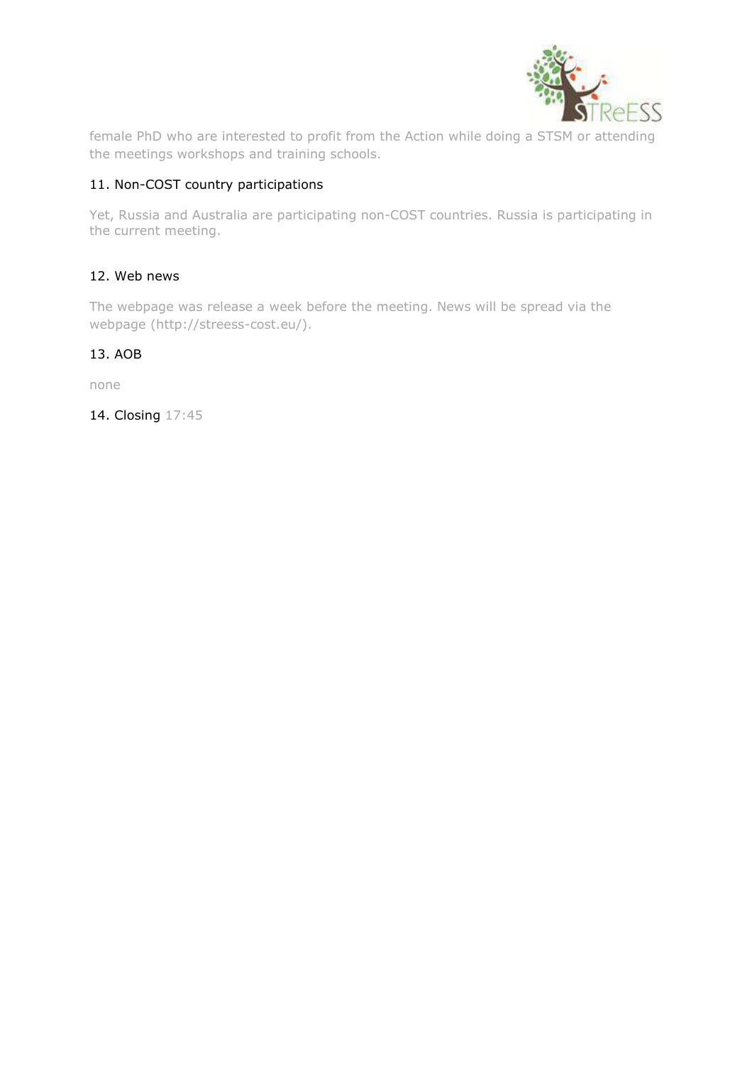female PhD who are interested to profit from the Action while doing a STSM or attending the meetings workshops and training schools.

## 11. Non-COST country participations

Yet, Russia and Australia are participating non-COST countries. Russia is participating in the current meeting.

## 12. Web news

The webpage was release a week before the meeting. News will be spread via the webpage (http://streess-cost.eu/).

## 13. AOB

none

## 14. Closing 17:45